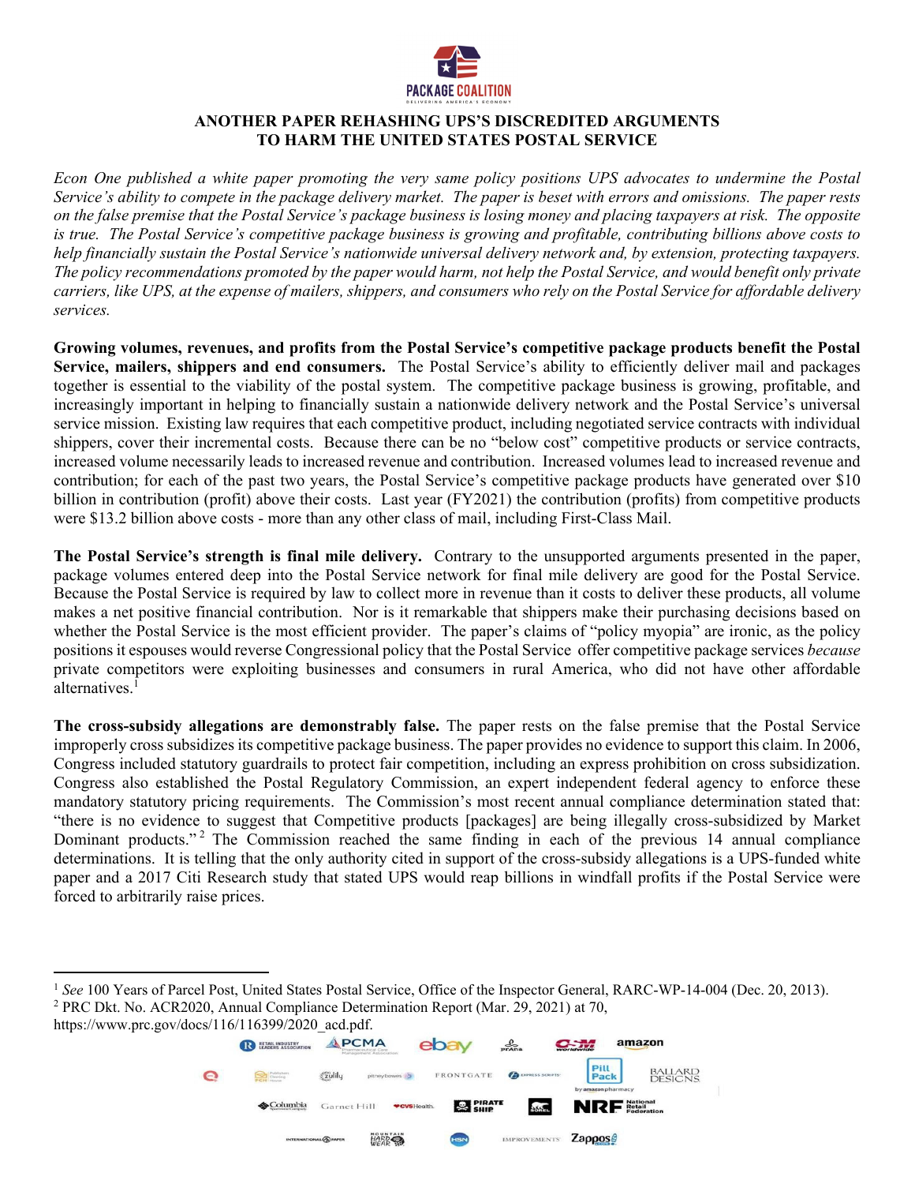PACKAGE COALITION

DELIVERING AMERICA'S ECONOMY

# ANOTHER PAPER REHASHING UPS'S DISCREDITED ARGUMENTS TO HARM THE UNITED STATES POSTAL SERVICE

*Econ One published a white paper promoting the very same policy positions UPS advocates to undermine the Postal Service's ability to compete in the package delivery market. The paper is beset with errors and omissions. The paper rests on the false premise that the Postal Service's package business is losing money and placing taxpayers at risk. The opposite is true. The Postal Service's competitive package business is growing and profitable, contributing billions above costs to help financially sustain the Postal Service's nationwide universal delivery network and, by extension, protecting taxpayers. The policy recommendations promoted by the paper would harm, not help the Postal Service, and would benefit only private carriers, like UPS, at the expense of mailers, shippers, and consumers who rely on the Postal Service for affordable delivery services.*

**Growing volumes, revenues, and profits from the Postal Service's competitive package products benefit the Postal Service, mailers, shippers and end consumers.** The Postal Service's ability to efficiently deliver mail and packages together is essential to the viability of the postal system. The competitive package business is growing, profitable, and increasingly important in helping to financially sustain a nationwide delivery network and the Postal Service's universal service mission. Existing law requires that each competitive product, including negotiated service contracts with individual shippers, cover their incremental costs. Because there can be no "below cost" competitive products or service contracts, increased volume necessarily leads to increased revenue and contribution. Increased volumes lead to increased revenue and contribution; for each of the past two years, the Postal Service's competitive package products have generated over $10 billion in contribution (profit) above their costs. Last year (FY2021) the contribution (profits) from competitive products were $13.2 billion above costs - more than any other class of mail, including First-Class Mail.

**The Postal Service's strength is final mile delivery.** Contrary to the unsupported arguments presented in the paper, package volumes entered deep into the Postal Service network for final mile delivery are good for the Postal Service. Because the Postal Service is required by law to collect more in revenue than it costs to deliver these products, all volume makes a net positive financial contribution. Nor is it remarkable that shippers make their purchasing decisions based on whether the Postal Service is the most efficient provider. The paper's claims of "policy myopia" are ironic, as the policy positions it espouses would reverse Congressional policy that the Postal Service offer competitive package services *because* private competitors were exploiting businesses and consumers in rural America, who did not have other affordable alternatives.[1]

**The cross-subsidy allegations are demonstrably false.** The paper rests on the false premise that the Postal Service improperly cross subsidizes its competitive package business. The paper provides no evidence to support this claim. In 2006, Congress included statutory guardrails to protect fair competition, including an express prohibition on cross subsidization. Congress also established the Postal Regulatory Commission, an expert independent federal agency to enforce these mandatory statutory pricing requirements. The Commission's most recent annual compliance determination stated that: "there is no evidence to suggest that Competitive products [packages] are being illegally cross-subsidized by Market Dominant products."[2] The Commission reached the same finding in each of the previous 14 annual compliance determinations. It is telling that the only authority cited in support of the cross-subsidy allegations is a UPS-funded white paper and a 2017 Citi Research study that stated UPS would reap billions in windfall profits if the Postal Service were forced to arbitrarily raise prices.

---

[1] *See* 100 Years of Parcel Post, United States Postal Service, Office of the Inspector General, RARC-WP-14-004 (Dec. 20, 2013).

[2] PRC Dkt. No. ACR2020, Annual Compliance Determination Report (Mar. 29, 2021) at 70, https://www.prc.gov/docs/116/116399/2020_acd.pdf.

Retail Industry Leaders Association · PCMA · ebay · prAna · C-M Worldwide · amazon · Publishers Clearing House · zulily · pitney bowes · FRONTGATE · Express Scripts · PillPack by amazon pharmacy · BALLARD DESIGNS · Columbia Sportswear Company · Garnet Hill · CVS Health · Pirate Ship · Sorel · NRF National Retail Federation · International Paper · Mountain Hardwear · HSN · Improvements · Zappos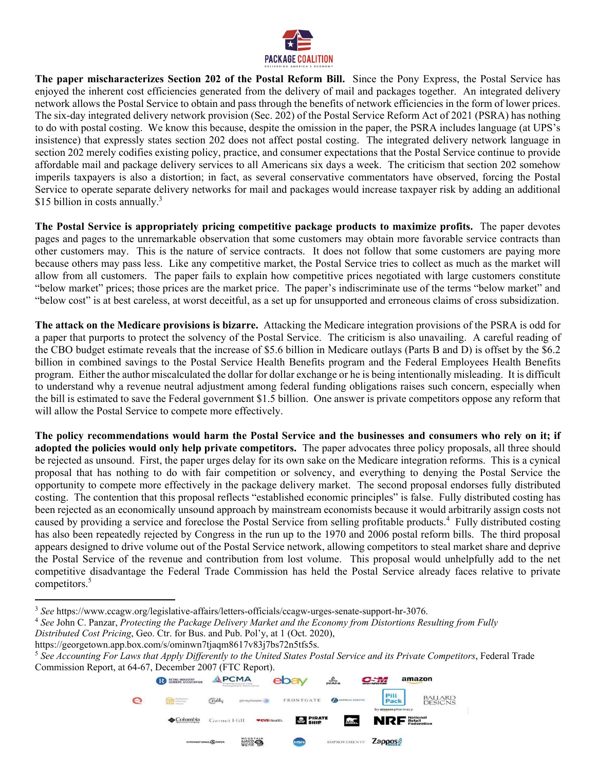**The paper mischaracterizes Section 202 of the Postal Reform Bill.** Since the Pony Express, the Postal Service has enjoyed the inherent cost efficiencies generated from the delivery of mail and packages together. An integrated delivery network allows the Postal Service to obtain and pass through the benefits of network efficiencies in the form of lower prices. The six-day integrated delivery network provision (Sec. 202) of the Postal Service Reform Act of 2021 (PSRA) has nothing to do with postal costing. We know this because, despite the omission in the paper, the PSRA includes language (at UPS's insistence) that expressly states section 202 does not affect postal costing. The integrated delivery network language in section 202 merely codifies existing policy, practice, and consumer expectations that the Postal Service continue to provide affordable mail and package delivery services to all Americans six days a week. The criticism that section 202 somehow imperils taxpayers is also a distortion; in fact, as several conservative commentators have observed, forcing the Postal Service to operate separate delivery networks for mail and packages would increase taxpayer risk by adding an additional $15 billion in costs annually.[3]

**The Postal Service is appropriately pricing competitive package products to maximize profits.** The paper devotes pages and pages to the unremarkable observation that some customers may obtain more favorable service contracts than other customers may. This is the nature of service contracts. It does not follow that some customers are paying more because others may pass less. Like any competitive market, the Postal Service tries to collect as much as the market will allow from all customers. The paper fails to explain how competitive prices negotiated with large customers constitute "below market" prices; those prices are the market price. The paper's indiscriminate use of the terms "below market" and "below cost" is at best careless, at worst deceitful, as a set up for unsupported and erroneous claims of cross subsidization.

**The attack on the Medicare provisions is bizarre.** Attacking the Medicare integration provisions of the PSRA is odd for a paper that purports to protect the solvency of the Postal Service. The criticism is also unavailing. A careful reading of the CBO budget estimate reveals that the increase of $5.6 billion in Medicare outlays (Parts B and D) is offset by the $6.2 billion in combined savings to the Postal Service Health Benefits program and the Federal Employees Health Benefits program. Either the author miscalculated the dollar for dollar exchange or he is being intentionally misleading. It is difficult to understand why a revenue neutral adjustment among federal funding obligations raises such concern, especially when the bill is estimated to save the Federal government $1.5 billion. One answer is private competitors oppose any reform that will allow the Postal Service to compete more effectively.

**The policy recommendations would harm the Postal Service and the businesses and consumers who rely on it; if adopted the policies would only help private competitors.** The paper advocates three policy proposals, all three should be rejected as unsound. First, the paper urges delay for its own sake on the Medicare integration reforms. This is a cynical proposal that has nothing to do with fair competition or solvency, and everything to do with denying the Postal Service the opportunity to compete more effectively in the package delivery market. The second proposal endorses fully distributed costing. The contention that this proposal reflects "established economic principles" is false. Fully distributed costing has been rejected as an economically unsound approach by mainstream economists because it would arbitrarily assign costs not caused by providing a service and foreclose the Postal Service from selling profitable products.[4] Fully distributed costing has also been repeatedly rejected by Congress in the run up to the 1970 and 2006 postal reform bills. The third proposal appears designed to drive volume out of the Postal Service network, allowing competitors to steal market share and deprive the Postal Service of the revenue and contribution from lost volume. This proposal would unhelpfully add to the net competitive disadvantage the Federal Trade Commission has held the Postal Service already faces relative to private competitors.[5]

---

[3] *See* https://www.ccagw.org/legislative-affairs/letters-officials/ccagw-urges-senate-support-hr-3076.

[4] *See* John C. Panzar, *Protecting the Package Delivery Market and the Economy from Distortions Resulting from Fully Distributed Cost Pricing*, Geo. Ctr. for Bus. and Pub. Pol'y, at 1 (Oct. 2020), https://georgetown.app.box.com/s/ominwn7tjaqm8617v83j7bs72n5tfs5s.

[5] *See Accounting For Laws that Apply Differently to the United States Postal Service and its Private Competitors*, Federal Trade Commission Report, at 64-67, December 2007 (FTC Report).